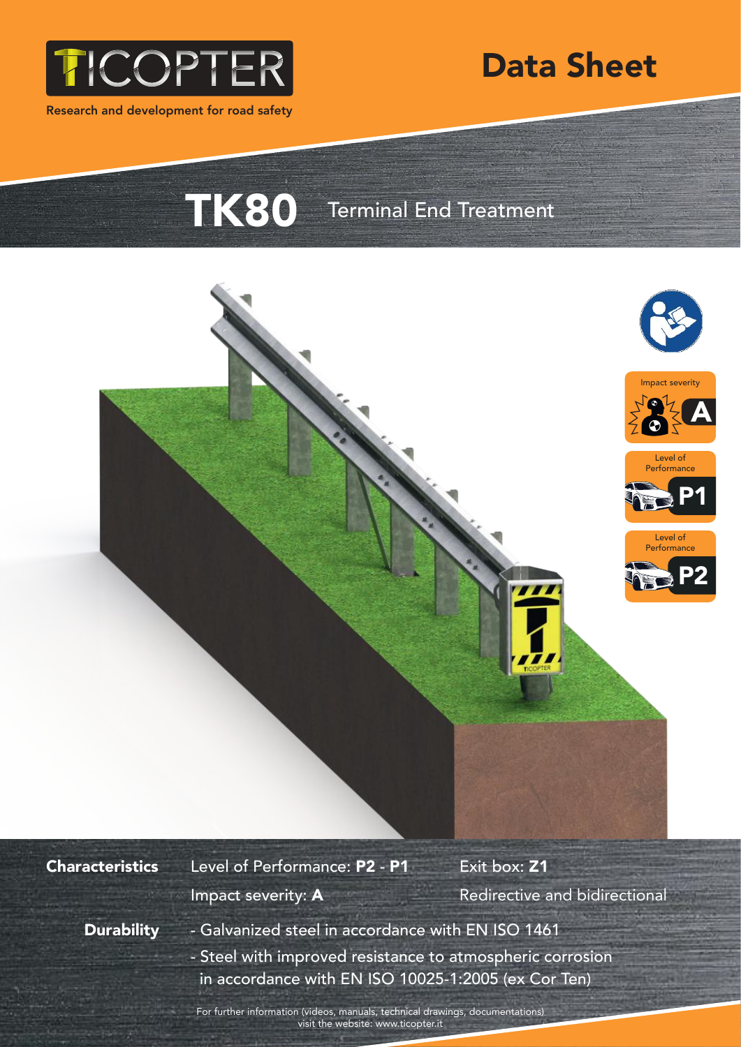TICOPTER

Research and development for road safety

# Data Sheet

# TK80 Terminal End Treatment

Impact severity **A**

Level of Performance **P1**

Level of Performance **P2**

**Characteristics**

Level of Performance: **P2** - **P1**

Exit box: **Z1**

Impact severity: **A**

Redirective and bidirectional

**Durability**

- Galvanized steel in accordance with EN ISO 1461
- Steel with improved resistance to atmospheric corrosion in accordance with EN ISO 10025-1:2005 (ex Cor Ten)

For further information (videos, manuals, technical drawings, documentations) visit the website: www.ticopter.it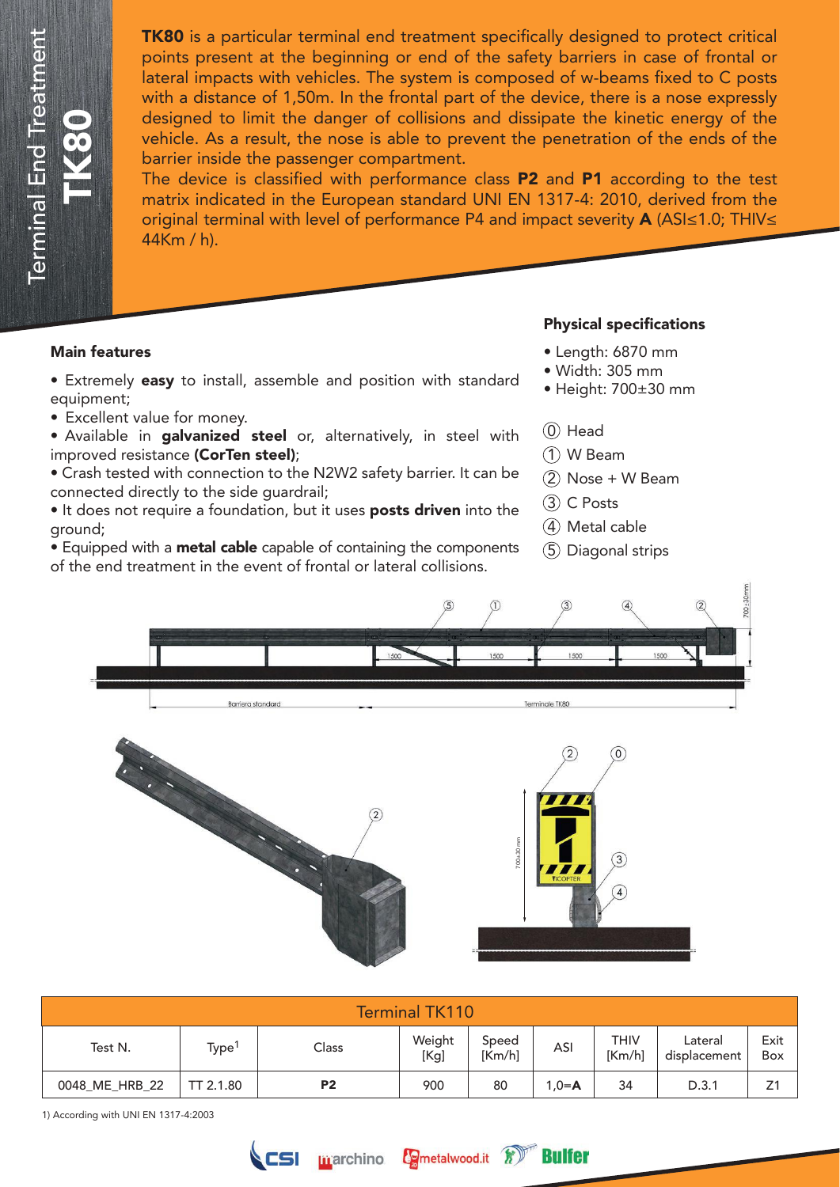Terminal End Treatment

# TK80

**TK80** is a particular terminal end treatment specifically designed to protect critical points present at the beginning or end of the safety barriers in case of frontal or lateral impacts with vehicles. The system is composed of w-beams fixed to C posts with a distance of 1,50m. In the frontal part of the device, there is a nose expressly designed to limit the danger of collisions and dissipate the kinetic energy of the vehicle. As a result, the nose is able to prevent the penetration of the ends of the barrier inside the passenger compartment.

The device is classified with performance class **P2** and **P1** according to the test matrix indicated in the European standard UNI EN 1317-4: 2010, derived from the original terminal with level of performance P4 and impact severity **A** (ASI≤1.0; THIV≤ 44Km / h).

## Main features

- Extremely **easy** to install, assemble and position with standard equipment;
- Excellent value for money.
- Available in **galvanized steel** or, alternatively, in steel with improved resistance **(CorTen steel)**;
- Crash tested with connection to the N2W2 safety barrier. It can be connected directly to the side guardrail;
- It does not require a foundation, but it uses **posts driven** into the ground;
- Equipped with a **metal cable** capable of containing the components of the end treatment in the event of frontal or lateral collisions.

## Physical specifications

- Length: 6870 mm
- Width: 305 mm
- Height: 700±30 mm

⓪ Head
① W Beam
② Nose + W Beam
③ C Posts
④ Metal cable
⑤ Diagonal strips

1500
1500
1500
1500
700±30mm
Barriera standard
Terminale TK80

700±30 mm
TICOFTER

| Terminal TK110 | | | | | | | | |
| --- | --- | --- | --- | --- | --- | --- | --- | --- |
| Test N. | Type[1] | Class | Weight [Kg] | Speed [Km/h] | ASI | THIV [Km/h] | Lateral displacement | Exit Box |
| 0048_ME_HRB_22 | TT 2.1.80 | **P2** | 900 | 80 | 1,0=**A** | 34 | D.3.1 | Z1 |

1) According with UNI EN 1317-4:2003

CSI marchino metalwood.it Bulfer